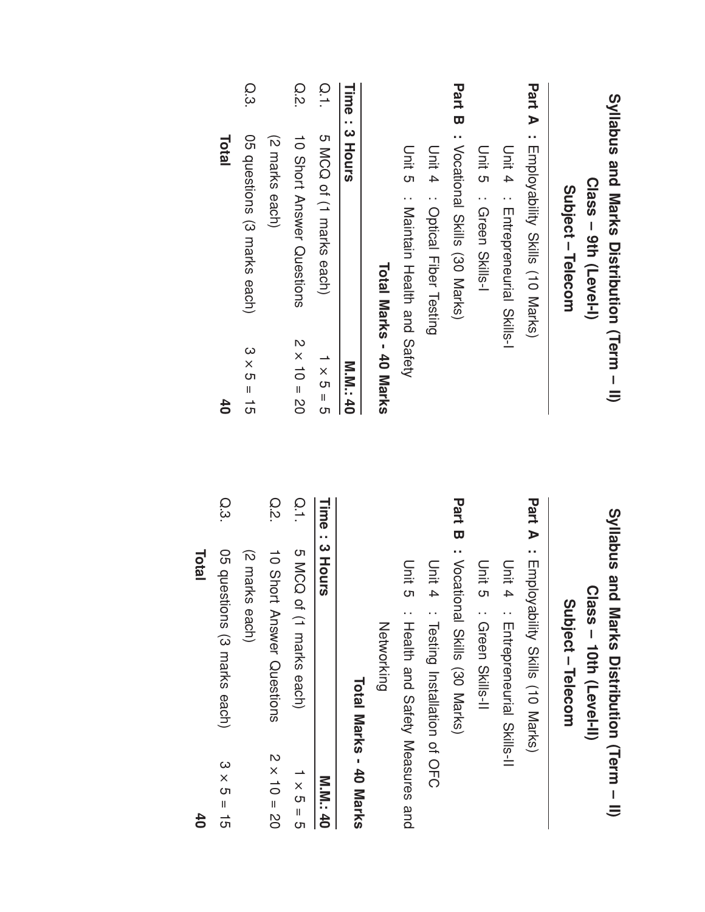# Syllabus and Marks Distribution (Term – II)
## Class – 9th (Level-I)
## Subject – Telecom

**Part A :** Employability Skills (10 Marks)

Unit 4 : Entrepreneurial Skills-I

Unit 5 : Green Skills-I

**Part B :** Vocational Skills (30 Marks)

Unit 4 : Optical Fiber Testing

Unit 5 : Maintain Health and Safety

**Total Marks - 40 Marks**

| **Time : 3 Hours** | | **M.M.: 40** |
|---|---|---|
| Q.1. | 5 MCQ of (1 marks each) | 1 × 5 = 5 |
| Q.2. | 10 Short Answer Questions (2 marks each) | 2 × 10 = 20 |
| Q.3. | 05 questions (3 marks each) | 3 × 5 = 15 |
| | **Total** | **40** |

# Syllabus and Marks Distribution (Term – II)
## Class – 10th (Level-II)
## Subject – Telecom

**Part A :** Employability Skills (10 Marks)

Unit 4 : Entrepreneurial Skills-II

Unit 5 : Green Skills-II

**Part B :** Vocational Skills (30 Marks)

Unit 4 : Testing Installation of OFC

Unit 5 : Health and Safety Measures and Networking

**Total Marks - 40 Marks**

| **Time : 3 Hours** | | **M.M.: 40** |
|---|---|---|
| Q.1. | 5 MCQ of (1 marks each) | 1 × 5 = 5 |
| Q.2. | 10 Short Answer Questions (2 marks each) | 2 × 10 = 20 |
| Q.3. | 05 questions (3 marks each) | 3 × 5 = 15 |
| | **Total** | **40** |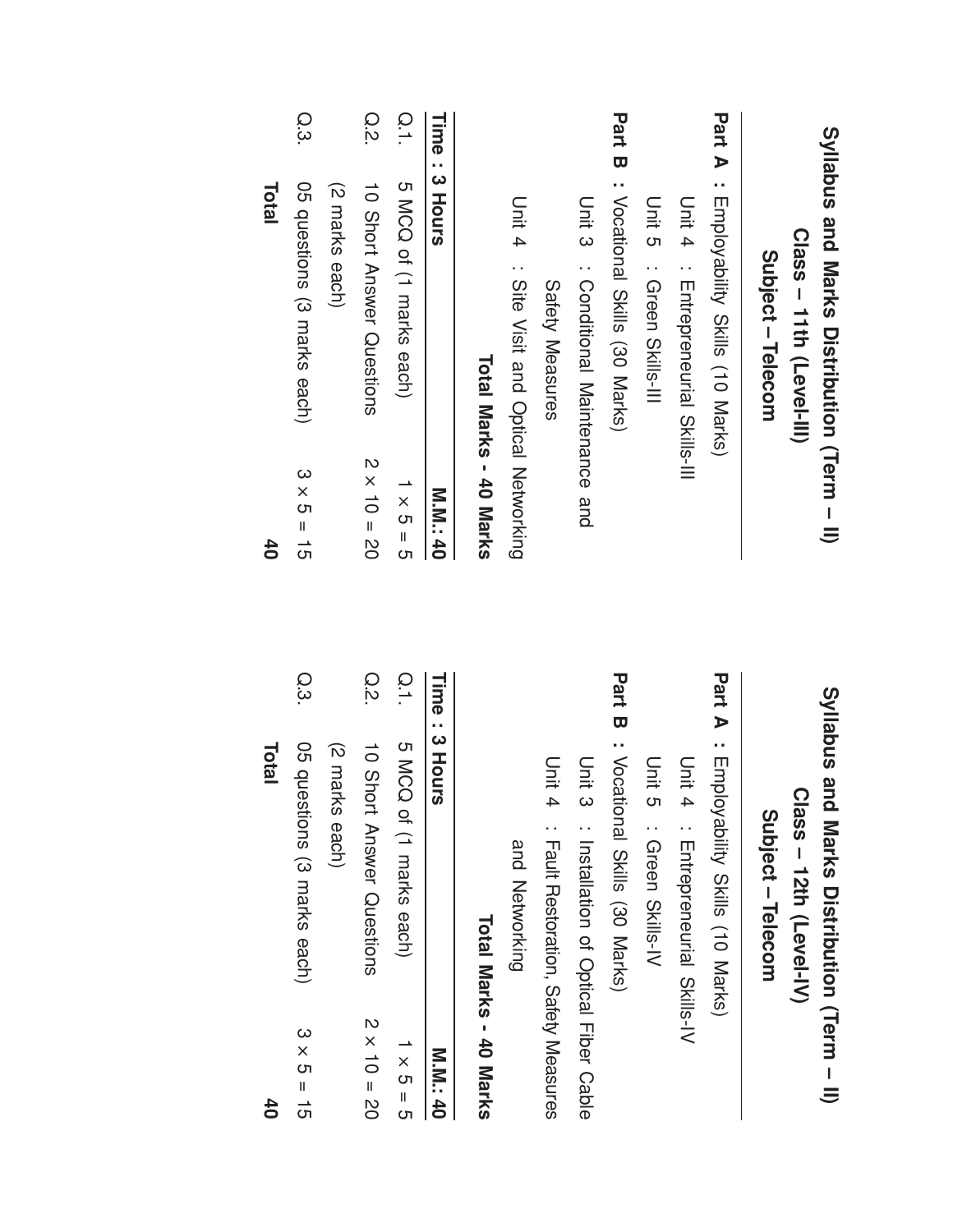# Syllabus and Marks Distribution (Term – II)

## Class – 11th (Level-III)

## Subject – Telecom

**Part A :** Employability Skills (10 Marks)

Unit 4 : Entrepreneurial Skills-III

Unit 5 : Green Skills-III

**Part B :** Vocational Skills (30 Marks)

Unit 3 : Conditional Maintenance and Safety Measures

Unit 4 : Site Visit and Optical Networking

**Total Marks - 40 Marks**

| **Time : 3 Hours** | | **M.M.: 40** |
|---|---|---|
| Q.1. | 5 MCQ of (1 marks each) | 1 × 5 = 5 |
| Q.2. | 10 Short Answer Questions (2 marks each) | 2 × 10 = 20 |
| Q.3. | 05 questions (3 marks each) | 3 × 5 = 15 |
| | **Total** | **40** |

# Syllabus and Marks Distribution (Term – II)

## Class – 12th (Level-IV)

## Subject – Telecom

**Part A :** Employability Skills (10 Marks)

Unit 4 : Entrepreneurial Skills-IV

Unit 5 : Green Skills-IV

**Part B :** Vocational Skills (30 Marks)

Unit 3 : Installation of Optical Fiber Cable

Unit 4 : Fault Restoration, Safety Measures and Networking

**Total Marks - 40 Marks**

| **Time : 3 Hours** | | **M.M.: 40** |
|---|---|---|
| Q.1. | 5 MCQ of (1 marks each) | 1 × 5 = 5 |
| Q.2. | 10 Short Answer Questions (2 marks each) | 2 × 10 = 20 |
| Q.3. | 05 questions (3 marks each) | 3 × 5 = 15 |
| | **Total** | **40** |